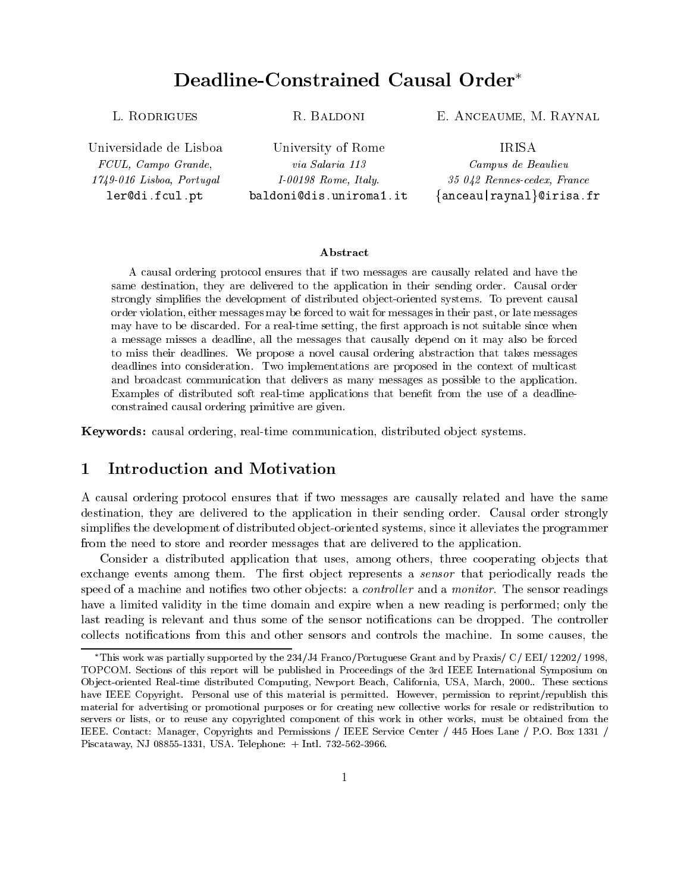# Deadline-Constrained Causal Order*

L. Rodrigues
Universidade de Lisboa
*FCUL, Campo Grande,*
*1749-016 Lisboa, Portugal*
ler@di.fcul.pt

R. Baldoni
University of Rome
*via Salaria 113*
*I-00198 Rome, Italy.*
baldoni@dis.uniroma1.it

E. Anceaume, M. Raynal
IRISA
*Campus de Beaulieu*
*35 042 Rennes-cedex, France*
{anceau|raynal}@irisa.fr

### Abstract

A causal ordering protocol ensures that if two messages are causally related and have the same destination, they are delivered to the application in their sending order. Causal order strongly simplifies the development of distributed object-oriented systems. To prevent causal order violation, either messages may be forced to wait for messages in their past, or late messages may have to be discarded. For a real-time setting, the first approach is not suitable since when a message misses a deadline, all the messages that causally depend on it may also be forced to miss their deadlines. We propose a novel causal ordering abstraction that takes messages deadlines into consideration. Two implementations are proposed in the context of multicast and broadcast communication that delivers as many messages as possible to the application. Examples of distributed soft real-time applications that benefit from the use of a deadline-constrained causal ordering primitive are given.

**Keywords:** causal ordering, real-time communication, distributed object systems.

## 1 Introduction and Motivation

A causal ordering protocol ensures that if two messages are causally related and have the same destination, they are delivered to the application in their sending order. Causal order strongly simplifies the development of distributed object-oriented systems, since it alleviates the programmer from the need to store and reorder messages that are delivered to the application.

Consider a distributed application that uses, among others, three cooperating objects that exchange events among them. The first object represents a *sensor* that periodically reads the speed of a machine and notifies two other objects: a *controller* and a *monitor*. The sensor readings have a limited validity in the time domain and expire when a new reading is performed; only the last reading is relevant and thus some of the sensor notifications can be dropped. The controller collects notifications from this and other sensors and controls the machine. In some causes, the

---

*This work was partially supported by the 234/J4 Franco/Portuguese Grant and by Praxis/ C/ EEI/ 12202/ 1998, TOPCOM. Sections of this report will be published in Proceedings of the 3rd IEEE International Symposium on Object-oriented Real-time distributed Computing, Newport Beach, California, USA, March, 2000.. These sections have IEEE Copyright. Personal use of this material is permitted. However, permission to reprint/republish this material for advertising or promotional purposes or for creating new collective works for resale or redistribution to servers or lists, or to reuse any copyrighted component of this work in other works, must be obtained from the IEEE. Contact: Manager, Copyrights and Permissions / IEEE Service Center / 445 Hoes Lane / P.O. Box 1331 / Piscataway, NJ 08855-1331, USA. Telephone: + Intl. 732-562-3966.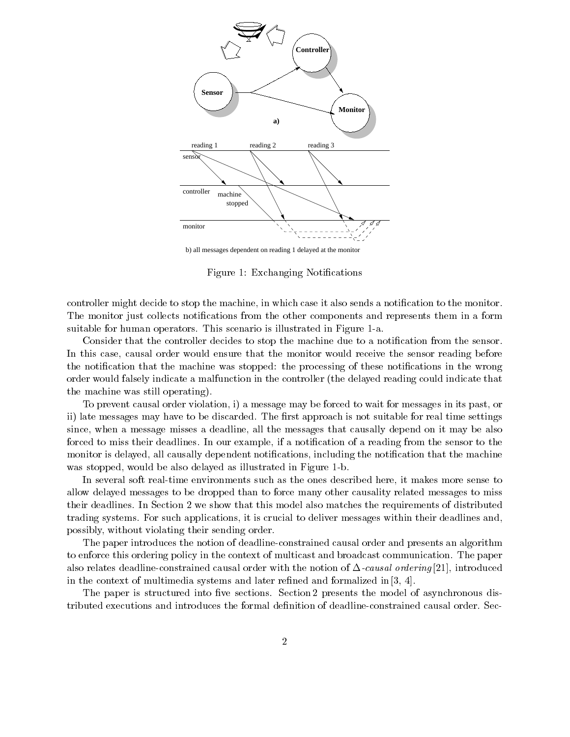controller might decide to stop the machine, in which case it also sends a notification to the monitor. The monitor just collects notifications from the other components and represents them in a form suitable for human operators. This scenario is illustrated in Figure 1-a.

Figure 1: Exchanging Notifications

Consider that the controller decides to stop the machine due to a notification from the sensor. In this case, causal order would ensure that the monitor would receive the sensor reading before the notification that the machine was stopped: the processing of these notifications in the wrong order would falsely indicate a malfunction in the controller (the delayed reading could indicate that the machine was still operating).

To prevent causal order violation, i) a message may be forced to wait for messages in its past, or ii) late messages may have to be discarded. The first approach is not suitable for real time settings since, when a message misses a deadline, all the messages that causally depend on it may be also forced to miss their deadlines. In our example, if a notification of a reading from the sensor to the monitor is delayed, all causally dependent notifications, including the notification that the machine was stopped, would be also delayed as illustrated in Figure 1-b.

In several soft real-time environments such as the ones described here, it makes more sense to allow delayed messages to be dropped than to force many other causality related messages to miss their deadlines. In Section 2 we show that this model also matches the requirements of distributed trading systems. For such applications, it is crucial to deliver messages within their deadlines and, possibly, without violating their sending order.

The paper introduces the notion of deadline-constrained causal order and presents an algorithm to enforce this ordering policy in the context of multicast and broadcast communication. The paper also relates deadline-constrained causal order with the notion of $\Delta$-*causal ordering* [21], introduced in the context of multimedia systems and later refined and formalized in [3, 4].

The paper is structured into five sections. Section 2 presents the model of asynchronous distributed executions and introduces the formal definition of deadline-constrained causal order. Sec-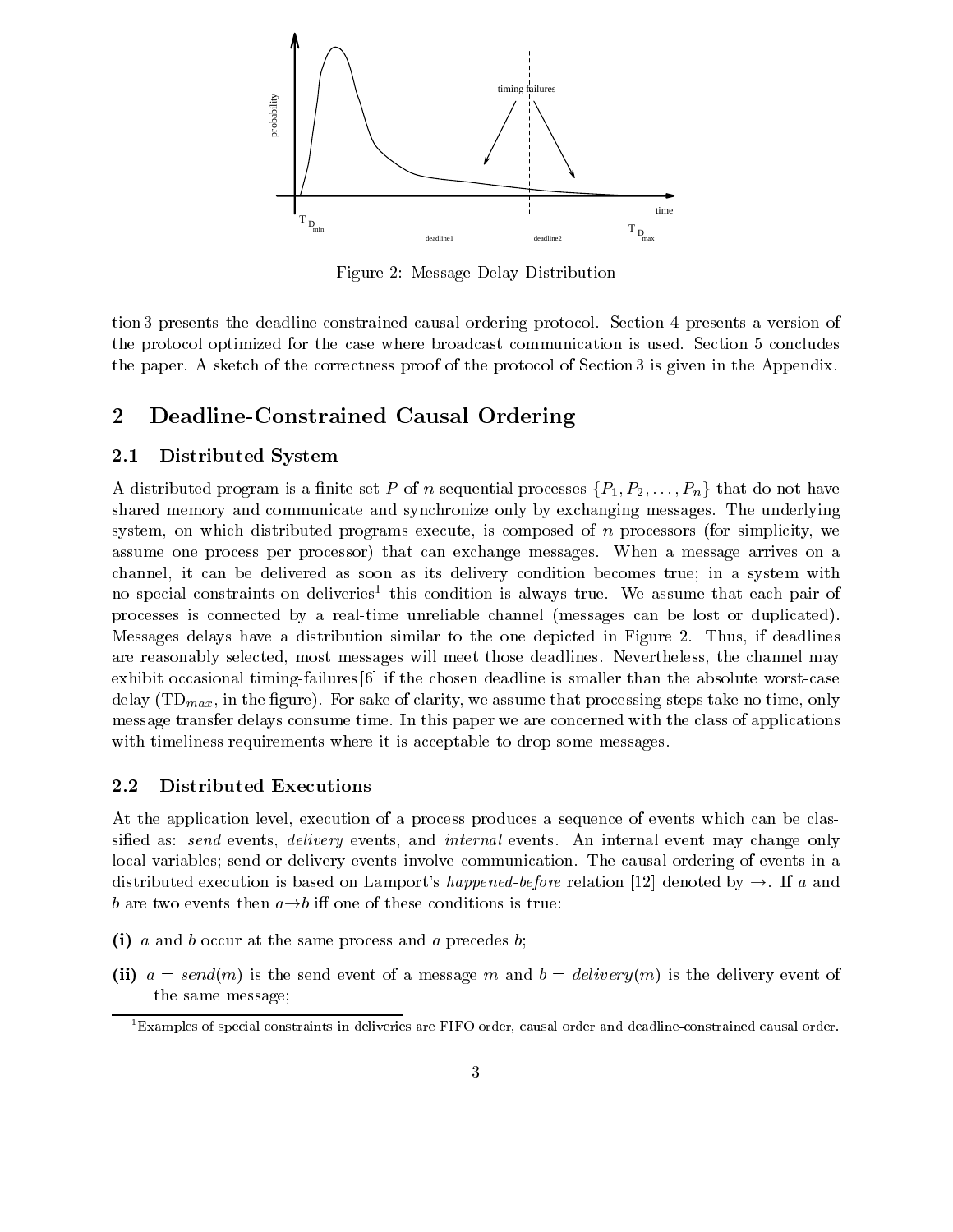Figure 2: Message Delay Distribution

tion 3 presents the deadline-constrained causal ordering protocol. Section 4 presents a version of the protocol optimized for the case where broadcast communication is used. Section 5 concludes the paper. A sketch of the correctness proof of the protocol of Section 3 is given in the Appendix.

## 2 Deadline-Constrained Causal Ordering

### 2.1 Distributed System

A distributed program is a finite set $P$ of $n$ sequential processes $\{P_1, P_2, \ldots, P_n\}$ that do not have shared memory and communicate and synchronize only by exchanging messages. The underlying system, on which distributed programs execute, is composed of $n$ processors (for simplicity, we assume one process per processor) that can exchange messages. When a message arrives on a channel, it can be delivered as soon as its delivery condition becomes true; in a system with no special constraints on deliveries[1] this condition is always true. We assume that each pair of processes is connected by a real-time unreliable channel (messages can be lost or duplicated). Messages delays have a distribution similar to the one depicted in Figure 2. Thus, if deadlines are reasonably selected, most messages will meet those deadlines. Nevertheless, the channel may exhibit occasional timing-failures [6] if the chosen deadline is smaller than the absolute worst-case delay ($TD_{max}$, in the figure). For sake of clarity, we assume that processing steps take no time, only message transfer delays consume time. In this paper we are concerned with the class of applications with timeliness requirements where it is acceptable to drop some messages.

### 2.2 Distributed Executions

At the application level, execution of a process produces a sequence of events which can be classified as: *send* events, *delivery* events, and *internal* events. An internal event may change only local variables; send or delivery events involve communication. The causal ordering of events in a distributed execution is based on Lamport's *happened-before* relation [12] denoted by $\rightarrow$. If $a$ and $b$ are two events then $a \rightarrow b$ iff one of these conditions is true:

**(i)** $a$ and $b$ occur at the same process and $a$ precedes $b$;

**(ii)** $a = send(m)$ is the send event of a message $m$ and $b = delivery(m)$ is the delivery event of the same message;

[1] Examples of special constraints in deliveries are FIFO order, causal order and deadline-constrained causal order.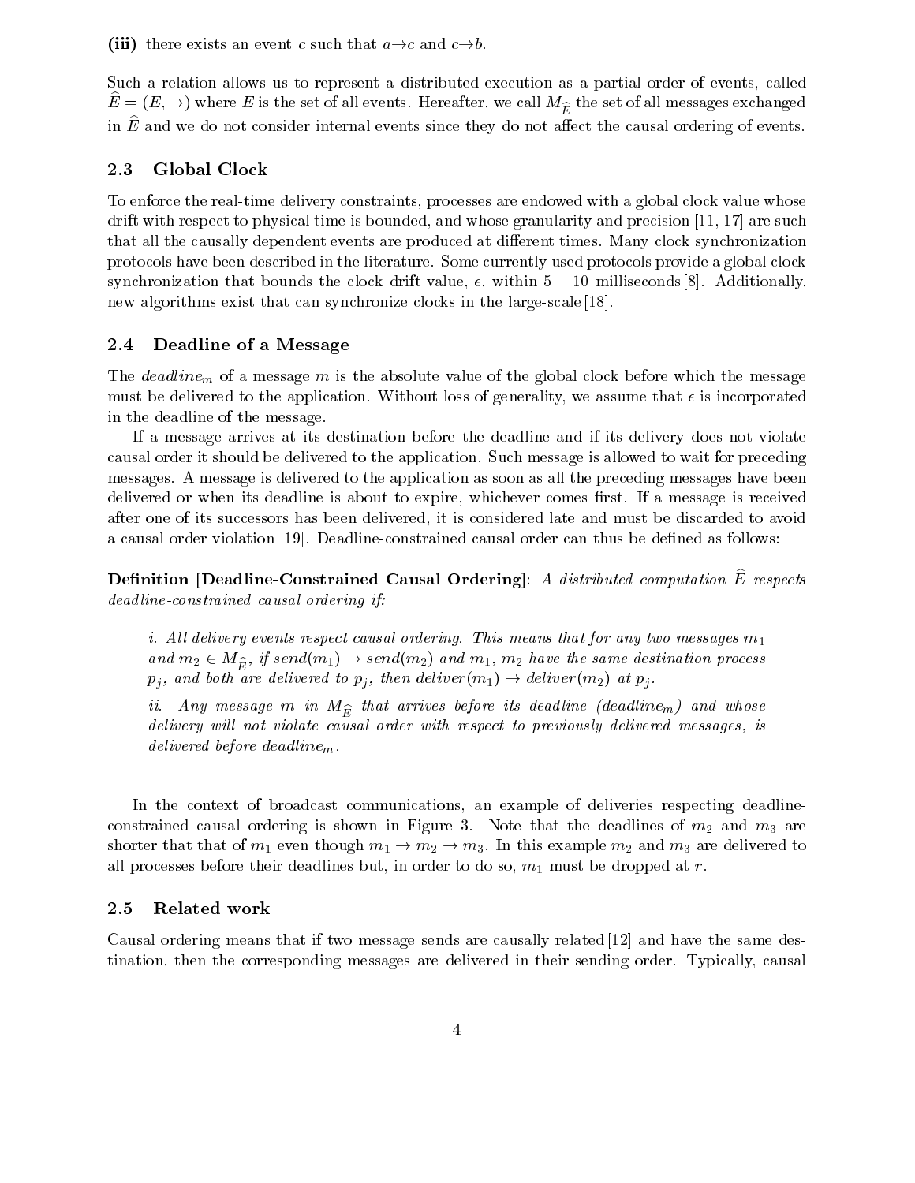**(iii)** there exists an event $c$ such that $a \to c$ and $c \to b$.

Such a relation allows us to represent a distributed execution as a partial order of events, called $\widehat{E} = (E, \to)$ where $E$ is the set of all events. Hereafter, we call $M_{\widehat{E}}$ the set of all messages exchanged in $\widehat{E}$ and we do not consider internal events since they do not affect the causal ordering of events.

## 2.3 Global Clock

To enforce the real-time delivery constraints, processes are endowed with a global clock value whose drift with respect to physical time is bounded, and whose granularity and precision [11, 17] are such that all the causally dependent events are produced at different times. Many clock synchronization protocols have been described in the literature. Some currently used protocols provide a global clock synchronization that bounds the clock drift value, $\epsilon$, within $5 - 10$ milliseconds [8]. Additionally, new algorithms exist that can synchronize clocks in the large-scale [18].

## 2.4 Deadline of a Message

The $deadline_m$ of a message $m$ is the absolute value of the global clock before which the message must be delivered to the application. Without loss of generality, we assume that $\epsilon$ is incorporated in the deadline of the message.

If a message arrives at its destination before the deadline and if its delivery does not violate causal order it should be delivered to the application. Such message is allowed to wait for preceding messages. A message is delivered to the application as soon as all the preceding messages have been delivered or when its deadline is about to expire, whichever comes first. If a message is received after one of its successors has been delivered, it is considered late and must be discarded to avoid a causal order violation [19]. Deadline-constrained causal order can thus be defined as follows:

**Definition [Deadline-Constrained Causal Ordering]**: *A distributed computation $\widehat{E}$ respects deadline-constrained causal ordering if:*

> *i. All delivery events respect causal ordering. This means that for any two messages $m_1$ and $m_2 \in M_{\widehat{E}}$, if $send(m_1) \to send(m_2)$ and $m_1$, $m_2$ have the same destination process $p_j$, and both are delivered to $p_j$, then $deliver(m_1) \to deliver(m_2)$ at $p_j$.*
>
> *ii. Any message $m$ in $M_{\widehat{E}}$ that arrives before its deadline ($deadline_m$) and whose delivery will not violate causal order with respect to previously delivered messages, is delivered before $deadline_m$.*

In the context of broadcast communications, an example of deliveries respecting deadline-constrained causal ordering is shown in Figure 3. Note that the deadlines of $m_2$ and $m_3$ are shorter that that of $m_1$ even though $m_1 \to m_2 \to m_3$. In this example $m_2$ and $m_3$ are delivered to all processes before their deadlines but, in order to do so, $m_1$ must be dropped at $r$.

## 2.5 Related work

Causal ordering means that if two message sends are causally related [12] and have the same destination, then the corresponding messages are delivered in their sending order. Typically, causal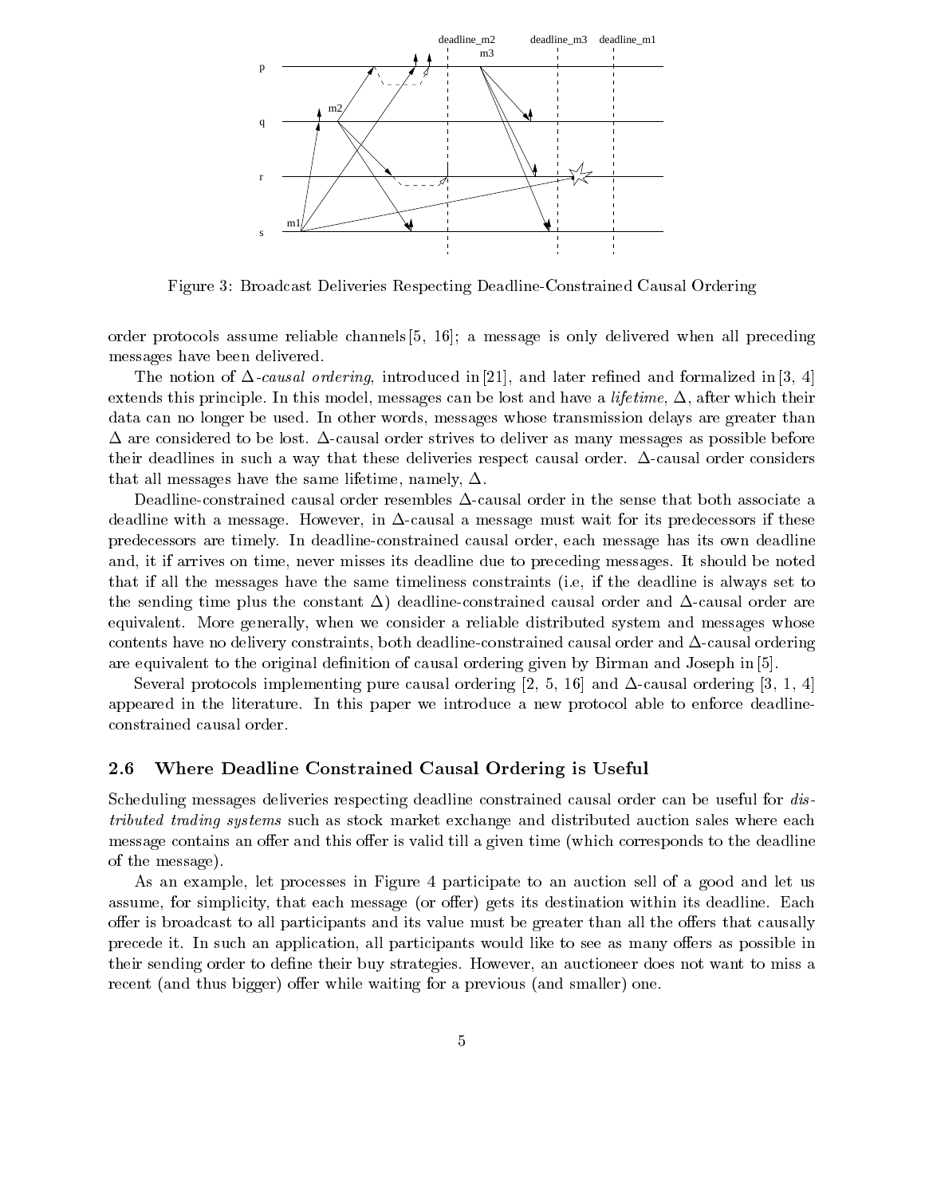Figure 3: Broadcast Deliveries Respecting Deadline-Constrained Causal Ordering

order protocols assume reliable channels [5, 16]; a message is only delivered when all preceding messages have been delivered.

The notion of $\Delta$-*causal ordering*, introduced in [21], and later refined and formalized in [3, 4] extends this principle. In this model, messages can be lost and have a *lifetime*, $\Delta$, after which their data can no longer be used. In other words, messages whose transmission delays are greater than $\Delta$ are considered to be lost. $\Delta$-causal order strives to deliver as many messages as possible before their deadlines in such a way that these deliveries respect causal order. $\Delta$-causal order considers that all messages have the same lifetime, namely, $\Delta$.

Deadline-constrained causal order resembles $\Delta$-causal order in the sense that both associate a deadline with a message. However, in $\Delta$-causal a message must wait for its predecessors if these predecessors are timely. In deadline-constrained causal order, each message has its own deadline and, it if arrives on time, never misses its deadline due to preceding messages. It should be noted that if all the messages have the same timeliness constraints (i.e, if the deadline is always set to the sending time plus the constant $\Delta$) deadline-constrained causal order and $\Delta$-causal order are equivalent. More generally, when we consider a reliable distributed system and messages whose contents have no delivery constraints, both deadline-constrained causal order and $\Delta$-causal ordering are equivalent to the original definition of causal ordering given by Birman and Joseph in [5].

Several protocols implementing pure causal ordering [2, 5, 16] and $\Delta$-causal ordering [3, 1, 4] appeared in the literature. In this paper we introduce a new protocol able to enforce deadline-constrained causal order.

### 2.6 Where Deadline Constrained Causal Ordering is Useful

Scheduling messages deliveries respecting deadline constrained causal order can be useful for *distributed trading systems* such as stock market exchange and distributed auction sales where each message contains an offer and this offer is valid till a given time (which corresponds to the deadline of the message).

As an example, let processes in Figure 4 participate to an auction sell of a good and let us assume, for simplicity, that each message (or offer) gets its destination within its deadline. Each offer is broadcast to all participants and its value must be greater than all the offers that causally precede it. In such an application, all participants would like to see as many offers as possible in their sending order to define their buy strategies. However, an auctioneer does not want to miss a recent (and thus bigger) offer while waiting for a previous (and smaller) one.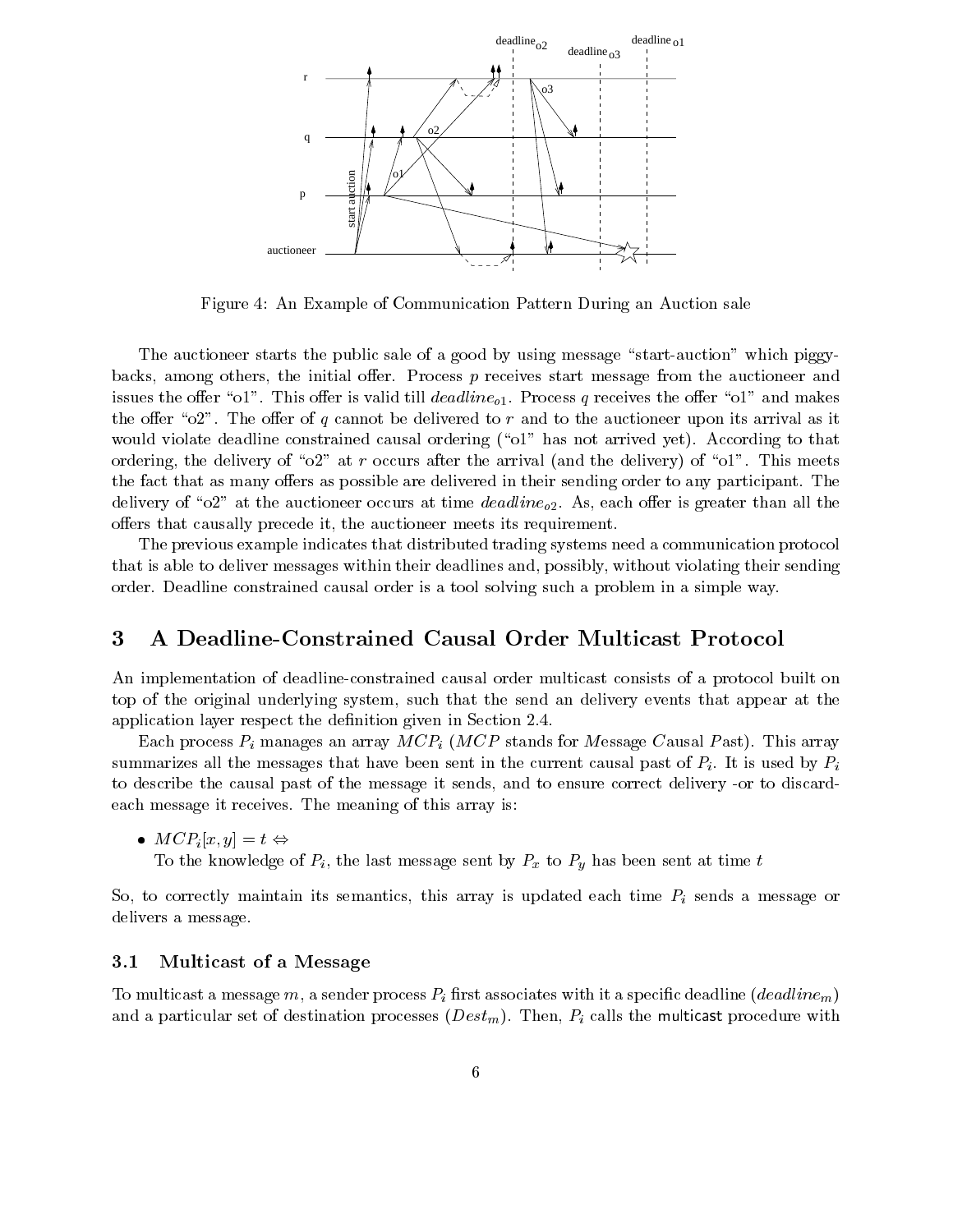Figure 4: An Example of Communication Pattern During an Auction sale

The auctioneer starts the public sale of a good by using message "start-auction" which piggybacks, among others, the initial offer. Process $p$ receives start message from the auctioneer and issues the offer "o1". This offer is valid till $deadline_{o1}$. Process $q$ receives the offer "o1" and makes the offer "o2". The offer of $q$ cannot be delivered to $r$ and to the auctioneer upon its arrival as it would violate deadline constrained causal ordering ("o1" has not arrived yet). According to that ordering, the delivery of "o2" at $r$ occurs after the arrival (and the delivery) of "o1". This meets the fact that as many offers as possible are delivered in their sending order to any participant. The delivery of "o2" at the auctioneer occurs at time $deadline_{o2}$. As, each offer is greater than all the offers that causally precede it, the auctioneer meets its requirement.

The previous example indicates that distributed trading systems need a communication protocol that is able to deliver messages within their deadlines and, possibly, without violating their sending order. Deadline constrained causal order is a tool solving such a problem in a simple way.

## 3 A Deadline-Constrained Causal Order Multicast Protocol

An implementation of deadline-constrained causal order multicast consists of a protocol built on top of the original underlying system, such that the send an delivery events that appear at the application layer respect the definition given in Section 2.4.

Each process $P_i$ manages an array $MCP_i$ ($MCP$ stands for $M$essage $C$ausal $P$ast). This array summarizes all the messages that have been sent in the current causal past of $P_i$. It is used by $P_i$ to describe the causal past of the message it sends, and to ensure correct delivery -or to discard- each message it receives. The meaning of this array is:

- $MCP_i[x, y] = t \Leftrightarrow$
  To the knowledge of $P_i$, the last message sent by $P_x$ to $P_y$ has been sent at time $t$

So, to correctly maintain its semantics, this array is updated each time $P_i$ sends a message or delivers a message.

### 3.1 Multicast of a Message

To multicast a message $m$, a sender process $P_i$ first associates with it a specific deadline ($deadline_m$) and a particular set of destination processes ($Dest_m$). Then, $P_i$ calls the multicast procedure with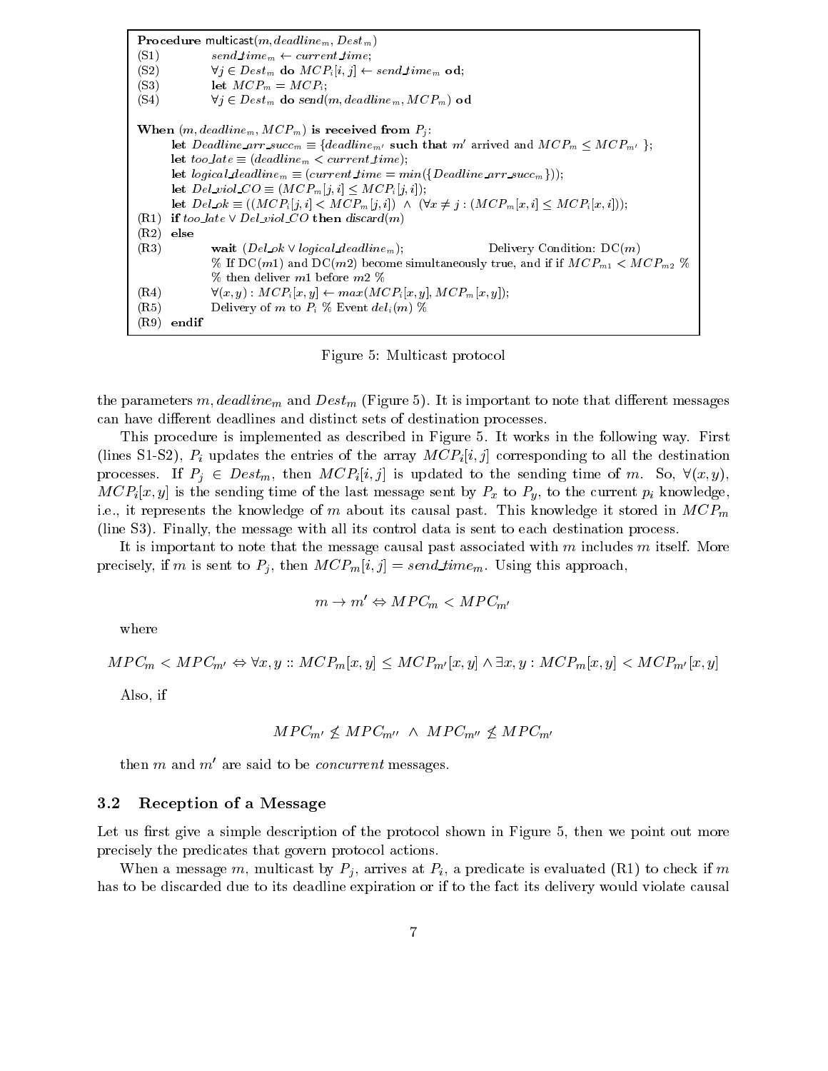```
Procedure multicast(m, deadline_m, Dest_m)
(S1)        send_time_m ← current_time;
(S2)        ∀j ∈ Dest_m do MCP_i[i, j] ← send_time_m od;
(S3)        let MCP_m = MCP_i;
(S4)        ∀j ∈ Dest_m do send(m, deadline_m, MCP_m) od

When (m, deadline_m, MCP_m) is received from P_j:
    let Deadline_arr_succ_m ≡ {deadline_m' such that m' arrived and MCP_m ≤ MCP_m' };
    let too_late ≡ (deadline_m < current_time);
    let logical_deadline_m ≡ (current_time = min({Deadline_arr_succ_m}));
    let Del_viol_CO ≡ (MCP_m[j, i] ≤ MCP_i[j, i]);
    let Del_ok ≡ ((MCP_i[j, i] < MCP_m[j, i]) ∧ (∀x ≠ j : (MCP_m[x, i] ≤ MCP_i[x, i]));
(R1)  if too_late ∨ Del_viol_CO then discard(m)
(R2)  else
(R3)        wait (Del_ok ∨ logical_deadline_m);                Delivery Condition: DC(m)
            % If DC(m1) and DC(m2) become simultaneously true, and if if MCP_m1 < MCP_m2 %
            % then deliver m1 before m2 %
(R4)        ∀(x, y) : MCP_i[x, y] ← max(MCP_i[x, y], MCP_m[x, y]);
(R5)        Delivery of m to P_i % Event del_i(m) %
(R9)  endif
```

Figure 5: Multicast protocol

the parameters $m$, $deadline_m$ and $Dest_m$ (Figure 5). It is important to note that different messages can have different deadlines and distinct sets of destination processes.

This procedure is implemented as described in Figure 5. It works in the following way. First (lines S1-S2), $P_i$ updates the entries of the array $MCP_i[i, j]$ corresponding to all the destination processes. If $P_j \in Dest_m$, then $MCP_i[i, j]$ is updated to the sending time of $m$. So, $\forall(x, y)$, $MCP_i[x, y]$ is the sending time of the last message sent by $P_x$ to $P_y$, to the current $p_i$ knowledge, i.e., it represents the knowledge of $m$ about its causal past. This knowledge it stored in $MCP_m$ (line S3). Finally, the message with all its control data is sent to each destination process.

It is important to note that the message causal past associated with $m$ includes $m$ itself. More precisely, if $m$ is sent to $P_j$, then $MCP_m[i, j] = send\_time_m$. Using this approach,

$$m \rightarrow m' \Leftrightarrow MPC_m < MPC_{m'}$$

where

$$MPC_m < MPC_{m'} \Leftrightarrow \forall x, y :: MCP_m[x, y] \leq MCP_{m'}[x, y] \wedge \exists x, y : MCP_m[x, y] < MCP_{m'}[x, y]$$

Also, if

$$MPC_{m'} \not\leq MPC_{m''} \;\wedge\; MPC_{m''} \not\leq MPC_{m'}$$

then $m$ and $m'$ are said to be *concurrent* messages.

### 3.2 Reception of a Message

Let us first give a simple description of the protocol shown in Figure 5, then we point out more precisely the predicates that govern protocol actions.

When a message $m$, multicast by $P_j$, arrives at $P_i$, a predicate is evaluated (R1) to check if $m$ has to be discarded due to its deadline expiration or if to the fact its delivery would violate causal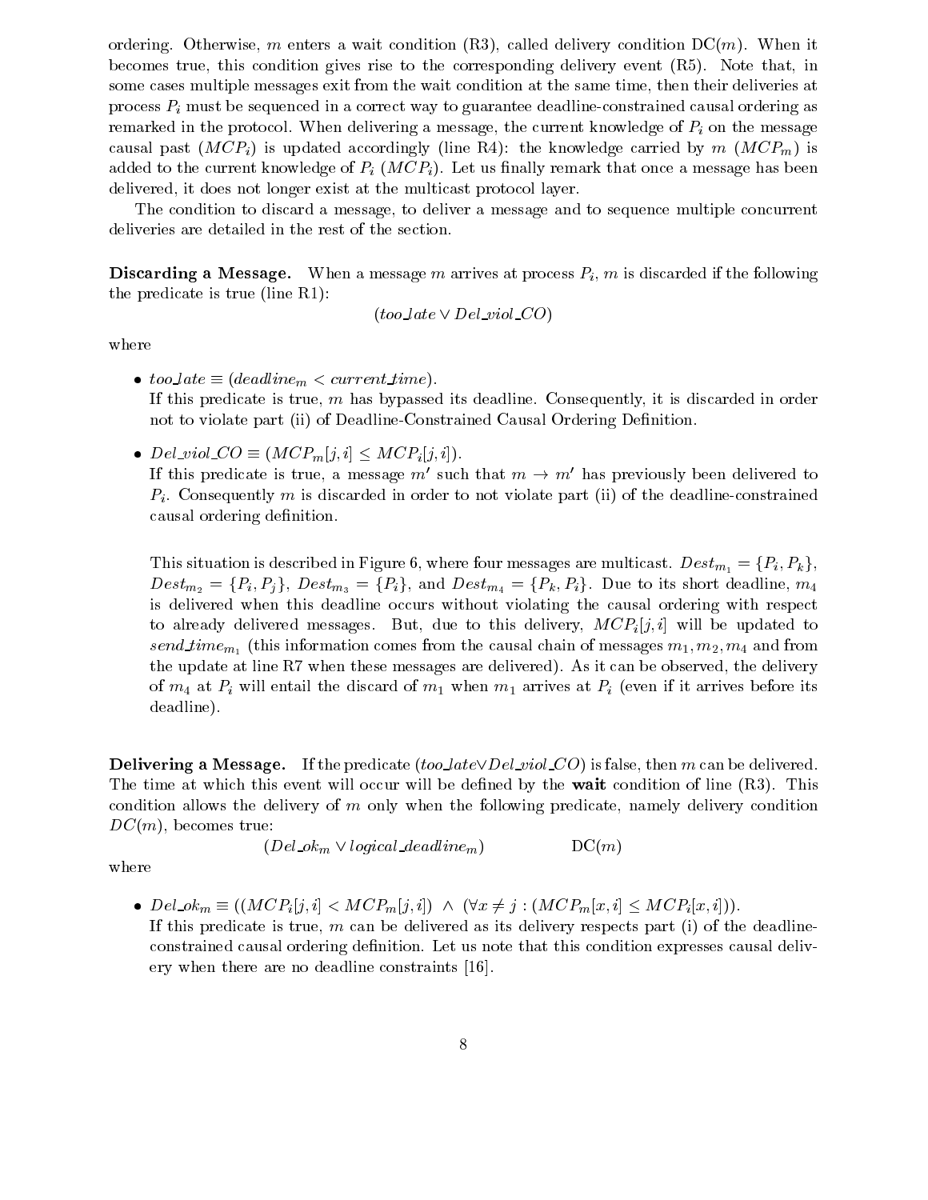ordering. Otherwise, $m$ enters a wait condition (R3), called delivery condition DC($m$). When it becomes true, this condition gives rise to the corresponding delivery event (R5). Note that, in some cases multiple messages exit from the wait condition at the same time, then their deliveries at process $P_i$ must be sequenced in a correct way to guarantee deadline-constrained causal ordering as remarked in the protocol. When delivering a message, the current knowledge of $P_i$ on the message causal past ($MCP_i$) is updated accordingly (line R4): the knowledge carried by $m$ ($MCP_m$) is added to the current knowledge of $P_i$ ($MCP_i$). Let us finally remark that once a message has been delivered, it does not longer exist at the multicast protocol layer.

The condition to discard a message, to deliver a message and to sequence multiple concurrent deliveries are detailed in the rest of the section.

**Discarding a Message.** When a message $m$ arrives at process $P_i$, $m$ is discarded if the following the predicate is true (line R1):

$$(too\_late \vee Del\_viol\_CO)$$

where

- $too\_late \equiv (deadline_m < current\_time)$.
  If this predicate is true, $m$ has bypassed its deadline. Consequently, it is discarded in order not to violate part (ii) of Deadline-Constrained Causal Ordering Definition.
- $Del\_viol\_CO \equiv (MCP_m[j,i] \leq MCP_i[j,i])$.
  If this predicate is true, a message $m'$ such that $m \rightarrow m'$ has previously been delivered to $P_i$. Consequently $m$ is discarded in order to not violate part (ii) of the deadline-constrained causal ordering definition.

  This situation is described in Figure 6, where four messages are multicast. $Dest_{m_1} = \{P_i, P_k\}$, $Dest_{m_2} = \{P_i, P_j\}$, $Dest_{m_3} = \{P_i\}$, and $Dest_{m_4} = \{P_k, P_i\}$. Due to its short deadline, $m_4$ is delivered when this deadline occurs without violating the causal ordering with respect to already delivered messages. But, due to this delivery, $MCP_i[j,i]$ will be updated to $send\_time_{m_1}$ (this information comes from the causal chain of messages $m_1, m_2, m_4$ and from the update at line R7 when these messages are delivered). As it can be observed, the delivery of $m_4$ at $P_i$ will entail the discard of $m_1$ when $m_1$ arrives at $P_i$ (even if it arrives before its deadline).

**Delivering a Message.** If the predicate ($too\_late \vee Del\_viol\_CO$) is false, then $m$ can be delivered. The time at which this event will occur will be defined by the **wait** condition of line (R3). This condition allows the delivery of $m$ only when the following predicate, namely delivery condition $DC(m)$, becomes true:

$$(Del\_ok_m \vee logical\_deadline_m) \qquad \text{DC}(m)$$

where

- $Del\_ok_m \equiv ((MCP_i[j,i] < MCP_m[j,i]) \;\wedge\; (\forall x \neq j : (MCP_m[x,i] \leq MCP_i[x,i]))$.
  If this predicate is true, $m$ can be delivered as its delivery respects part (i) of the deadline-constrained causal ordering definition. Let us note that this condition expresses causal delivery when there are no deadline constraints [16].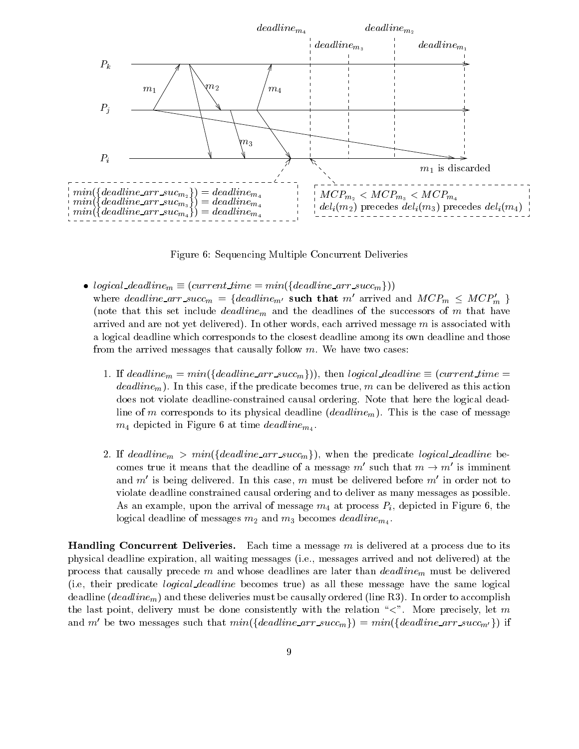Figure 6: Sequencing Multiple Concurrent Deliveries

- $logical\_deadline_m \equiv (current\_time = min(\{deadline\_arr\_succ_m\}))$ where $deadline\_arr\_succ_m = \{deadline_{m'}$ **such that** $m'$ arrived and $MCP_m \leq MCP'_m\}$ (note that this set include $deadline_m$ and the deadlines of the successors of $m$ that have arrived and are not yet delivered). In other words, each arrived message $m$ is associated with a logical deadline which corresponds to the closest deadline among its own deadline and those from the arrived messages that causally follow $m$. We have two cases:

  1. If $deadline_m = min(\{deadline\_arr\_succ_m\})$, then $logical\_deadline \equiv (current\_time = deadline_m)$. In this case, if the predicate becomes true, $m$ can be delivered as this action does not violate deadline-constrained causal ordering. Note that here the logical deadline of $m$ corresponds to its physical deadline ($deadline_m$). This is the case of message $m_4$ depicted in Figure 6 at time $deadline_{m_4}$.

  2. If $deadline_m > min(\{deadline\_arr\_succ_m\})$, when the predicate $logical\_deadline$ becomes true it means that the deadline of a message $m'$ such that $m \rightarrow m'$ is imminent and $m'$ is being delivered. In this case, $m$ must be delivered before $m'$ in order not to violate deadline constrained causal ordering and to deliver as many messages as possible. As an example, upon the arrival of message $m_4$ at process $P_i$, depicted in Figure 6, the logical deadline of messages $m_2$ and $m_3$ becomes $deadline_{m_4}$.

**Handling Concurrent Deliveries.** Each time a message $m$ is delivered at a process due to its physical deadline expiration, all waiting messages (i.e., messages arrived and not delivered) at the process that causally precede $m$ and whose deadlines are later than $deadline_m$ must be delivered (i.e, their predicate $logical\_deadline$ becomes true) as all these message have the same logical deadline ($deadline_m$) and these deliveries must be causally ordered (line R3). In order to accomplish the last point, delivery must be done consistently with the relation "<". More precisely, let $m$ and $m'$ be two messages such that $min(\{deadline\_arr\_succ_m\}) = min(\{deadline\_arr\_succ_{m'}\})$ if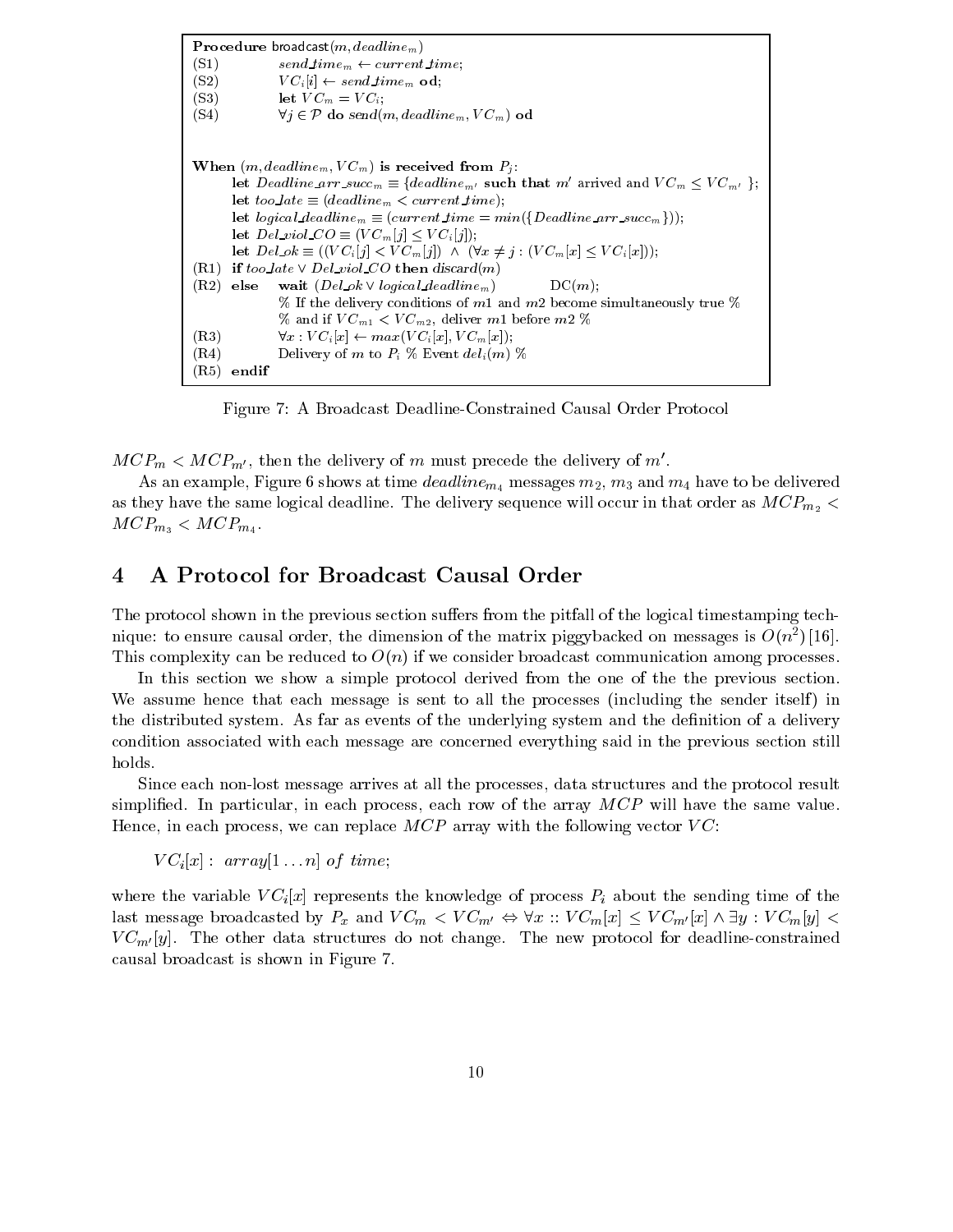```
Procedure broadcast(m, deadline_m)
(S1)        send_time_m ← current_time;
(S2)        VC_i[i] ← send_time_m od;
(S3)        let VC_m = VC_i;
(S4)        ∀j ∈ P do send(m, deadline_m, VC_m) od


When (m, deadline_m, VC_m) is received from P_j:
      let Deadline_arr_succ_m ≡ {deadline_m' such that m' arrived and VC_m ≤ VC_m' };
      let too_late ≡ (deadline_m < current_time);
      let logical_deadline_m ≡ (current_time = min({Deadline_arr_succ_m}));
      let Del_viol_CO ≡ (VC_m[j] ≤ VC_i[j]);
      let Del_ok ≡ ((VC_i[j] < VC_m[j]) ∧ (∀x ≠ j : (VC_m[x] ≤ VC_i[x]));
(R1)  if too_late ∨ Del_viol_CO then discard(m)
(R2)  else   wait (Del_ok ∨ logical_deadline_m)          DC(m);
             % If the delivery conditions of m1 and m2 become simultaneously true %
             % and if VC_m1 < VC_m2, deliver m1 before m2 %
(R3)         ∀x : VC_i[x] ← max(VC_i[x], VC_m[x]);
(R4)         Delivery of m to P_i % Event del_i(m) %
(R5)  endif
```

Figure 7: A Broadcast Deadline-Constrained Causal Order Protocol

$MCP_m < MCP_{m'}$, then the delivery of $m$ must precede the delivery of $m'$.

As an example, Figure 6 shows at time $deadline_{m_4}$ messages $m_2$, $m_3$ and $m_4$ have to be delivered as they have the same logical deadline. The delivery sequence will occur in that order as $MCP_{m_2} < MCP_{m_3} < MCP_{m_4}$.

## 4 A Protocol for Broadcast Causal Order

The protocol shown in the previous section suffers from the pitfall of the logical timestamping technique: to ensure causal order, the dimension of the matrix piggybacked on messages is $O(n^2)$ [16]. This complexity can be reduced to $O(n)$ if we consider broadcast communication among processes.

In this section we show a simple protocol derived from the one of the the previous section. We assume hence that each message is sent to all the processes (including the sender itself) in the distributed system. As far as events of the underlying system and the definition of a delivery condition associated with each message are concerned everything said in the previous section still holds.

Since each non-lost message arrives at all the processes, data structures and the protocol result simplified. In particular, in each process, each row of the array $MCP$ will have the same value. Hence, in each process, we can replace $MCP$ array with the following vector $VC$:

$VC_i[x] : \; array[1 \ldots n] \; of \; time;$

where the variable $VC_i[x]$ represents the knowledge of process $P_i$ about the sending time of the last message broadcasted by $P_x$ and $VC_m < VC_{m'} \Leftrightarrow \forall x :: VC_m[x] \leq VC_{m'}[x] \wedge \exists y : VC_m[y] < VC_{m'}[y]$. The other data structures do not change. The new protocol for deadline-constrained causal broadcast is shown in Figure 7.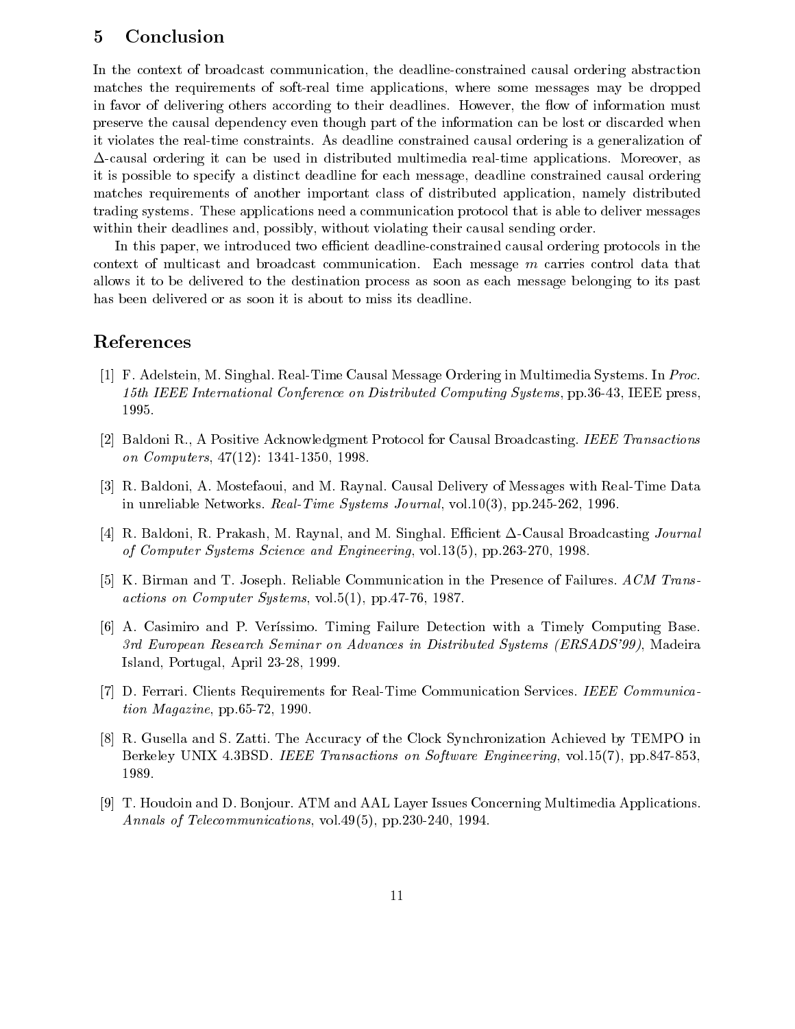## 5 Conclusion

In the context of broadcast communication, the deadline-constrained causal ordering abstraction matches the requirements of soft-real time applications, where some messages may be dropped in favor of delivering others according to their deadlines. However, the flow of information must preserve the causal dependency even though part of the information can be lost or discarded when it violates the real-time constraints. As deadline constrained causal ordering is a generalization of $\Delta$-causal ordering it can be used in distributed multimedia real-time applications. Moreover, as it is possible to specify a distinct deadline for each message, deadline constrained causal ordering matches requirements of another important class of distributed application, namely distributed trading systems. These applications need a communication protocol that is able to deliver messages within their deadlines and, possibly, without violating their causal sending order.

In this paper, we introduced two efficient deadline-constrained causal ordering protocols in the context of multicast and broadcast communication. Each message $m$ carries control data that allows it to be delivered to the destination process as soon as each message belonging to its past has been delivered or as soon it is about to miss its deadline.

## References

[1] F. Adelstein, M. Singhal. Real-Time Causal Message Ordering in Multimedia Systems. In *Proc. 15th IEEE International Conference on Distributed Computing Systems*, pp.36-43, IEEE press, 1995.

[2] Baldoni R., A Positive Acknowledgment Protocol for Causal Broadcasting. *IEEE Transactions on Computers*, 47(12): 1341-1350, 1998.

[3] R. Baldoni, A. Mostefaoui, and M. Raynal. Causal Delivery of Messages with Real-Time Data in unreliable Networks. *Real-Time Systems Journal*, vol.10(3), pp.245-262, 1996.

[4] R. Baldoni, R. Prakash, M. Raynal, and M. Singhal. Efficient $\Delta$-Causal Broadcasting *Journal of Computer Systems Science and Engineering*, vol.13(5), pp.263-270, 1998.

[5] K. Birman and T. Joseph. Reliable Communication in the Presence of Failures. *ACM Transactions on Computer Systems*, vol.5(1), pp.47-76, 1987.

[6] A. Casimiro and P. Veríssimo. Timing Failure Detection with a Timely Computing Base. *3rd European Research Seminar on Advances in Distributed Systems (ERSADS'99)*, Madeira Island, Portugal, April 23-28, 1999.

[7] D. Ferrari. Clients Requirements for Real-Time Communication Services. *IEEE Communication Magazine*, pp.65-72, 1990.

[8] R. Gusella and S. Zatti. The Accuracy of the Clock Synchronization Achieved by TEMPO in Berkeley UNIX 4.3BSD. *IEEE Transactions on Software Engineering*, vol.15(7), pp.847-853, 1989.

[9] T. Houdoin and D. Bonjour. ATM and AAL Layer Issues Concerning Multimedia Applications. *Annals of Telecommunications*, vol.49(5), pp.230-240, 1994.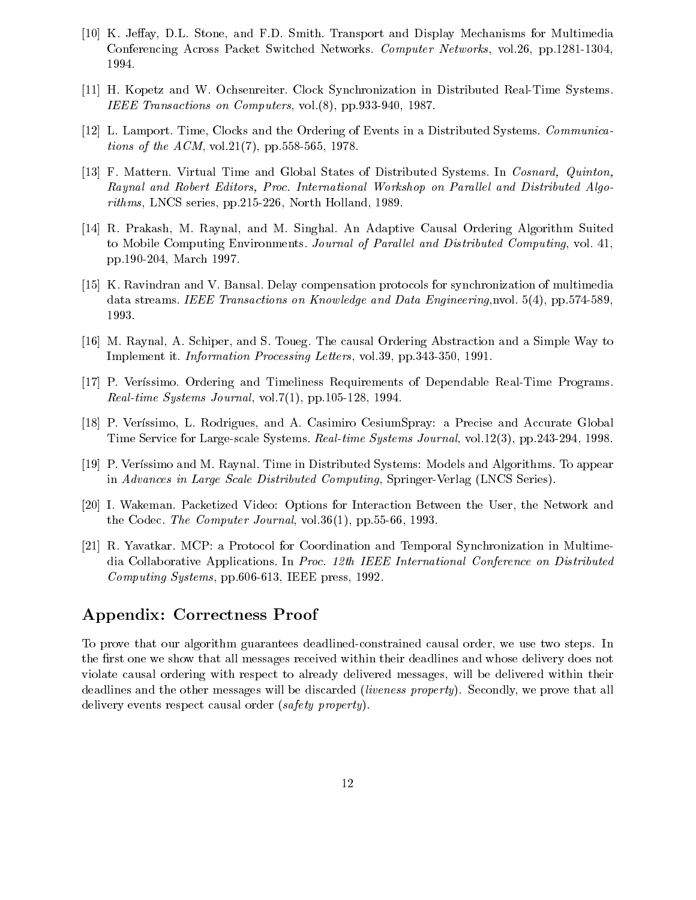[10] K. Jeffay, D.L. Stone, and F.D. Smith. Transport and Display Mechanisms for Multimedia Conferencing Across Packet Switched Networks. *Computer Networks*, vol.26, pp.1281-1304, 1994.

[11] H. Kopetz and W. Ochsenreiter. Clock Synchronization in Distributed Real-Time Systems. *IEEE Transactions on Computers*, vol.(8), pp.933-940, 1987.

[12] L. Lamport. Time, Clocks and the Ordering of Events in a Distributed Systems. *Communications of the ACM*, vol.21(7), pp.558-565, 1978.

[13] F. Mattern. Virtual Time and Global States of Distributed Systems. In *Cosnard, Quinton, Raynal and Robert Editors, Proc. International Workshop on Parallel and Distributed Algorithms*, LNCS series, pp.215-226, North Holland, 1989.

[14] R. Prakash, M. Raynal, and M. Singhal. An Adaptive Causal Ordering Algorithm Suited to Mobile Computing Environments. *Journal of Parallel and Distributed Computing*, vol. 41, pp.190-204, March 1997.

[15] K. Ravindran and V. Bansal. Delay compensation protocols for synchronization of multimedia data streams. *IEEE Transactions on Knowledge and Data Engineering*,nvol. 5(4), pp.574-589, 1993.

[16] M. Raynal, A. Schiper, and S. Toueg. The causal Ordering Abstraction and a Simple Way to Implement it. *Information Processing Letters*, vol.39, pp.343-350, 1991.

[17] P. Veríssimo. Ordering and Timeliness Requirements of Dependable Real-Time Programs. *Real-time Systems Journal*, vol.7(1), pp.105-128, 1994.

[18] P. Veríssimo, L. Rodrigues, and A. Casimiro CesiumSpray: a Precise and Accurate Global Time Service for Large-scale Systems. *Real-time Systems Journal*, vol.12(3), pp.243-294, 1998.

[19] P. Veríssimo and M. Raynal. Time in Distributed Systems: Models and Algorithms. To appear in *Advances in Large Scale Distributed Computing*, Springer-Verlag (LNCS Series).

[20] I. Wakeman. Packetized Video: Options for Interaction Between the User, the Network and the Codec. *The Computer Journal*, vol.36(1), pp.55-66, 1993.

[21] R. Yavatkar. MCP: a Protocol for Coordination and Temporal Synchronization in Multimedia Collaborative Applications. In *Proc. 12th IEEE International Conference on Distributed Computing Systems*, pp.606-613, IEEE press, 1992.

## Appendix: Correctness Proof

To prove that our algorithm guarantees deadlined-constrained causal order, we use two steps. In the first one we show that all messages received within their deadlines and whose delivery does not violate causal ordering with respect to already delivered messages, will be delivered within their deadlines and the other messages will be discarded (*liveness property*). Secondly, we prove that all delivery events respect causal order (*safety property*).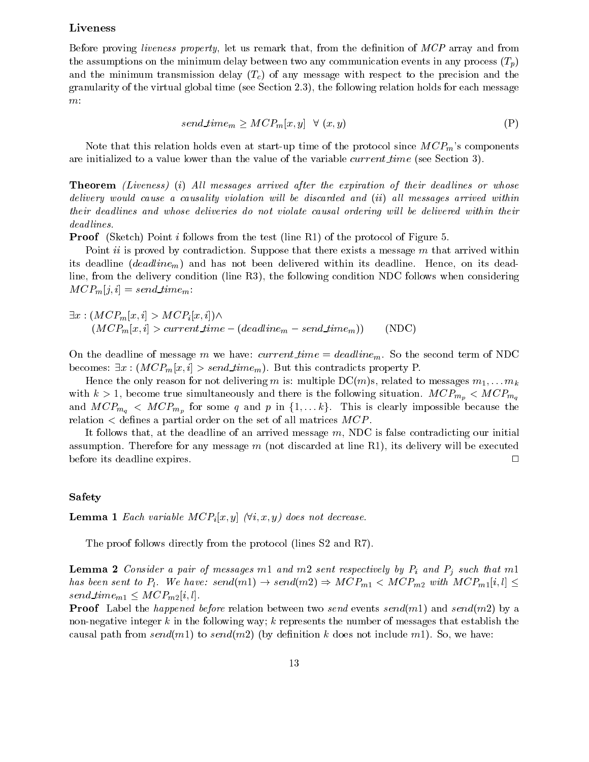### Liveness

Before proving *liveness property*, let us remark that, from the definition of $MCP$ array and from the assumptions on the minimum delay between two any communication events in any process ($T_p$) and the minimum transmission delay ($T_c$) of any message with respect to the precision and the granularity of the virtual global time (see Section 2.3), the following relation holds for each message $m$:

$$send\_time_m \geq MCP_m[x, y] \quad \forall\ (x, y) \tag{P}$$

Note that this relation holds even at start-up time of the protocol since $MCP_m$'s components are initialized to a value lower than the value of the variable *current_time* (see Section 3).

**Theorem** *(Liveness) (i) All messages arrived after the expiration of their deadlines or whose delivery would cause a causality violation will be discarded and (ii) all messages arrived within their deadlines and whose deliveries do not violate causal ordering will be delivered within their deadlines.*

**Proof** (Sketch) Point *i* follows from the test (line R1) of the protocol of Figure 5.

Point *ii* is proved by contradiction. Suppose that there exists a message $m$ that arrived within its deadline ($deadline_m$) and has not been delivered within its deadline. Hence, on its deadline, from the delivery condition (line R3), the following condition NDC follows when considering $MCP_m[j, i] = send\_time_m$:

$$\exists x : (MCP_m[x, i] > MCP_i[x, i]) \wedge$$
$$(MCP_m[x, i] > current\_time - (deadline_m - send\_time_m)) \qquad \text{(NDC)}$$

On the deadline of message $m$ we have: $current\_time = deadline_m$. So the second term of NDC becomes: $\exists x : (MCP_m[x, i] > send\_time_m)$. But this contradicts property P.

Hence the only reason for not delivering $m$ is: multiple DC($m$)s, related to messages $m_1, \ldots m_k$ with $k > 1$, become true simultaneously and there is the following situation. $MCP_{m_p} < MCP_{m_q}$ and $MCP_{m_q} < MCP_{m_p}$ for some $q$ and $p$ in $\{1, \ldots k\}$. This is clearly impossible because the relation $<$ defines a partial order on the set of all matrices $MCP$.

It follows that, at the deadline of an arrived message $m$, NDC is false contradicting our initial assumption. Therefore for any message $m$ (not discarded at line R1), its delivery will be executed before its deadline expires. □

### Safety

**Lemma 1** *Each variable $MCP_i[x, y]$ ($\forall i, x, y$) does not decrease.*

The proof follows directly from the protocol (lines S2 and R7).

**Lemma 2** *Consider a pair of messages $m1$ and $m2$ sent respectively by $P_i$ and $P_j$ such that $m1$ has been sent to $P_l$. We have: $send(m1) \rightarrow send(m2) \Rightarrow MCP_{m1} < MCP_{m2}$ with $MCP_{m1}[i, l] \leq send\_time_{m1} \leq MCP_{m2}[i, l]$.*

**Proof** Label the *happened before* relation between two *send* events $send(m1)$ and $send(m2)$ by a non-negative integer $k$ in the following way; $k$ represents the number of messages that establish the causal path from $send(m1)$ to $send(m2)$ (by definition $k$ does not include $m1$). So, we have: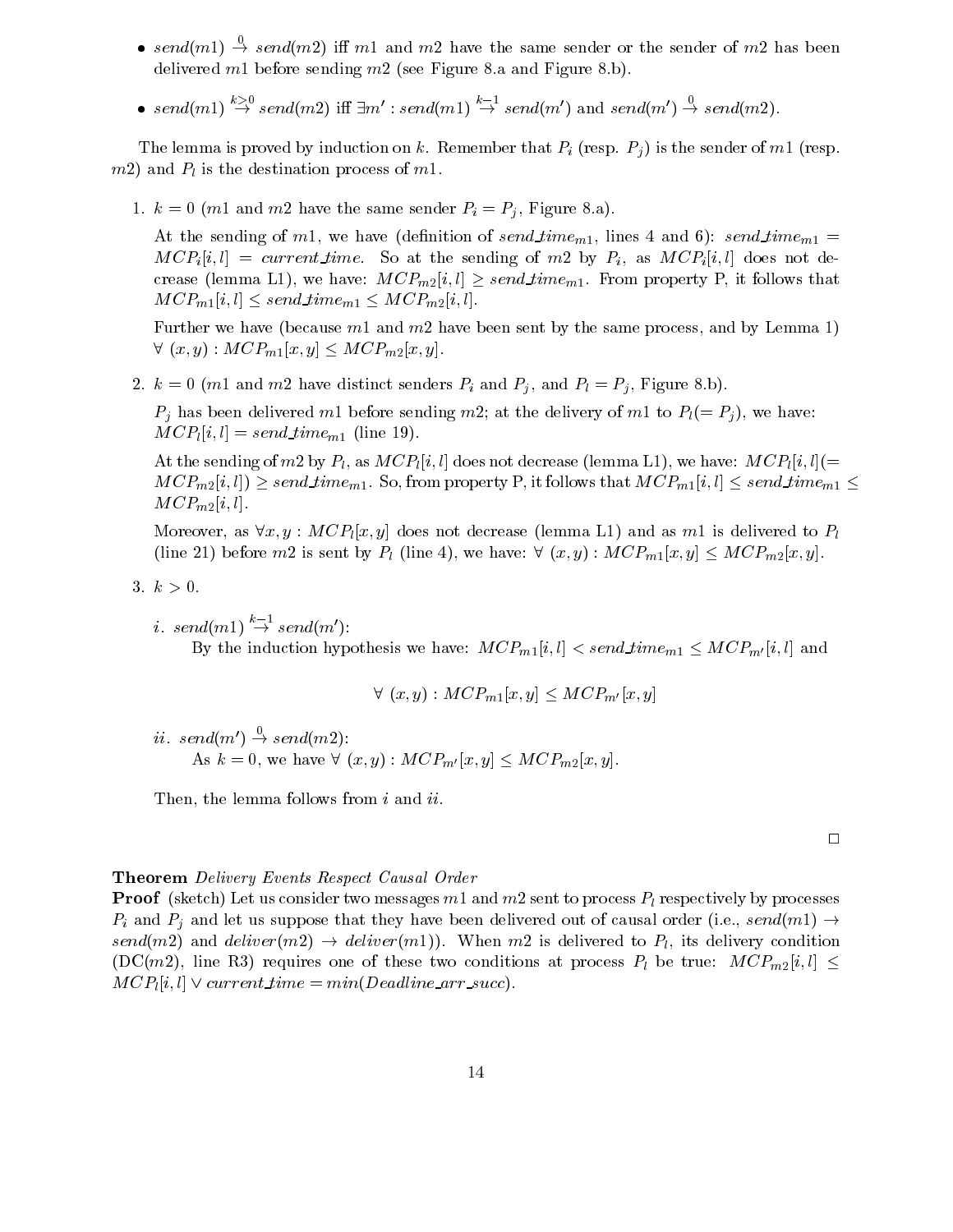- $send(m1) \overset{0}{\rightarrow} send(m2)$ iff $m1$ and $m2$ have the same sender or the sender of $m2$ has been delivered $m1$ before sending $m2$ (see Figure 8.a and Figure 8.b).
- $send(m1) \overset{k>0}{\rightarrow} send(m2)$ iff $\exists m' : send(m1) \overset{k-1}{\rightarrow} send(m')$ and $send(m') \overset{0}{\rightarrow} send(m2)$.

The lemma is proved by induction on $k$. Remember that $P_i$ (resp. $P_j$) is the sender of $m1$ (resp. $m2$) and $P_l$ is the destination process of $m1$.

1. $k = 0$ ($m1$ and $m2$ have the same sender $P_i = P_j$, Figure 8.a).

   At the sending of $m1$, we have (definition of $send\_time_{m1}$, lines 4 and 6): $send\_time_{m1} = MCP_i[i,l] = current\_time$. So at the sending of $m2$ by $P_i$, as $MCP_i[i,l]$ does not decrease (lemma L1), we have: $MCP_{m2}[i,l] \geq send\_time_{m1}$. From property P, it follows that $MCP_{m1}[i,l] \leq send\_time_{m1} \leq MCP_{m2}[i,l]$.

   Further we have (because $m1$ and $m2$ have been sent by the same process, and by Lemma 1) $\forall\ (x,y) : MCP_{m1}[x,y] \leq MCP_{m2}[x,y]$.

2. $k = 0$ ($m1$ and $m2$ have distinct senders $P_i$ and $P_j$, and $P_l = P_j$, Figure 8.b).

   $P_j$ has been delivered $m1$ before sending $m2$; at the delivery of $m1$ to $P_l (= P_j)$, we have: $MCP_l[i,l] = send\_time_{m1}$ (line 19).

   At the sending of $m2$ by $P_l$, as $MCP_l[i,l]$ does not decrease (lemma L1), we have: $MCP_l[i,l] (= MCP_{m2}[i,l]) \geq send\_time_{m1}$. So, from property P, it follows that $MCP_{m1}[i,l] \leq send\_time_{m1} \leq MCP_{m2}[i,l]$.

   Moreover, as $\forall x,y : MCP_l[x,y]$ does not decrease (lemma L1) and as $m1$ is delivered to $P_l$ (line 21) before $m2$ is sent by $P_l$ (line 4), we have: $\forall\ (x,y) : MCP_{m1}[x,y] \leq MCP_{m2}[x,y]$.

3. $k > 0$.

   *i.* $send(m1) \overset{k-1}{\rightarrow} send(m')$:
   By the induction hypothesis we have: $MCP_{m1}[i,l] < send\_time_{m1} \leq MCP_{m'}[i,l]$ and

   $$\forall\ (x,y) : MCP_{m1}[x,y] \leq MCP_{m'}[x,y]$$

   *ii.* $send(m') \overset{0}{\rightarrow} send(m2)$:
   As $k = 0$, we have $\forall\ (x,y) : MCP_{m'}[x,y] \leq MCP_{m2}[x,y]$.

   Then, the lemma follows from $i$ and $ii$.

□

**Theorem** *Delivery Events Respect Causal Order*
**Proof** (sketch) Let us consider two messages $m1$ and $m2$ sent to process $P_l$ respectively by processes $P_i$ and $P_j$ and let us suppose that they have been delivered out of causal order (i.e., $send(m1) \rightarrow send(m2)$ and $deliver(m2) \rightarrow deliver(m1)$). When $m2$ is delivered to $P_l$, its delivery condition (DC($m2$), line R3) requires one of these two conditions at process $P_l$ be true: $MCP_{m2}[i,l] \leq MCP_l[i,l] \vee current\_time = min(Deadline\_arr\_succ)$.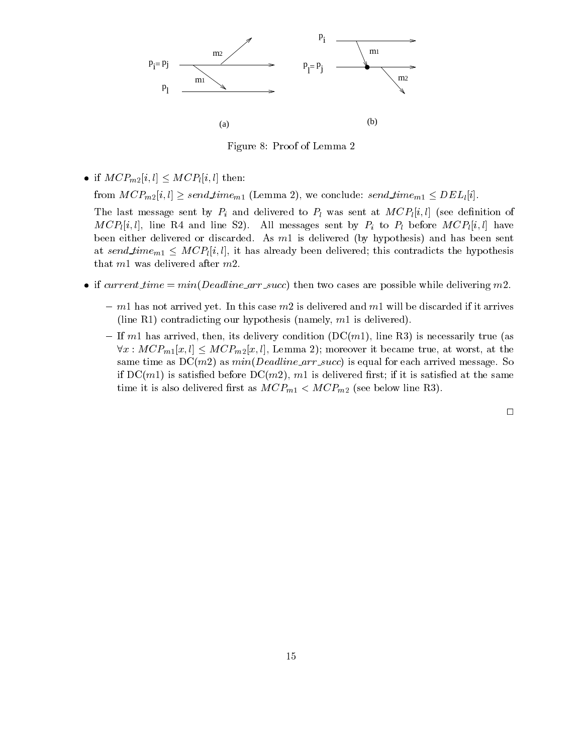(a)

(b)

Figure 8: Proof of Lemma 2

- if $MCP_{m2}[i,l] \leq MCP_l[i,l]$ then:

  from $MCP_{m2}[i,l] \geq send\_time_{m1}$ (Lemma 2), we conclude: $send\_time_{m1} \leq DEL_l[i]$.

  The last message sent by $P_i$ and delivered to $P_l$ was sent at $MCP_l[i,l]$ (see definition of $MCP_l[i,l]$, line R4 and line S2). All messages sent by $P_i$ to $P_l$ before $MCP_l[i,l]$ have been either delivered or discarded. As $m1$ is delivered (by hypothesis) and has been sent at $send\_time_{m1} \leq MCP_l[i,l]$, it has already been delivered; this contradicts the hypothesis that $m1$ was delivered after $m2$.

- if $current\_time = min(Deadline\_arr\_succ)$ then two cases are possible while delivering $m2$.

  - $m1$ has not arrived yet. In this case $m2$ is delivered and $m1$ will be discarded if it arrives (line R1) contradicting our hypothesis (namely, $m1$ is delivered).
  - If $m1$ has arrived, then, its delivery condition (DC($m1$), line R3) is necessarily true (as $\forall x : MCP_{m1}[x,l] \leq MCP_{m2}[x,l]$, Lemma 2); moreover it became true, at worst, at the same time as DC($m2$) as $min(Deadline\_arr\_succ)$ is equal for each arrived message. So if DC($m1$) is satisfied before DC($m2$), $m1$ is delivered first; if it is satisfied at the same time it is also delivered first as $MCP_{m1} < MCP_{m2}$ (see below line R3).

□